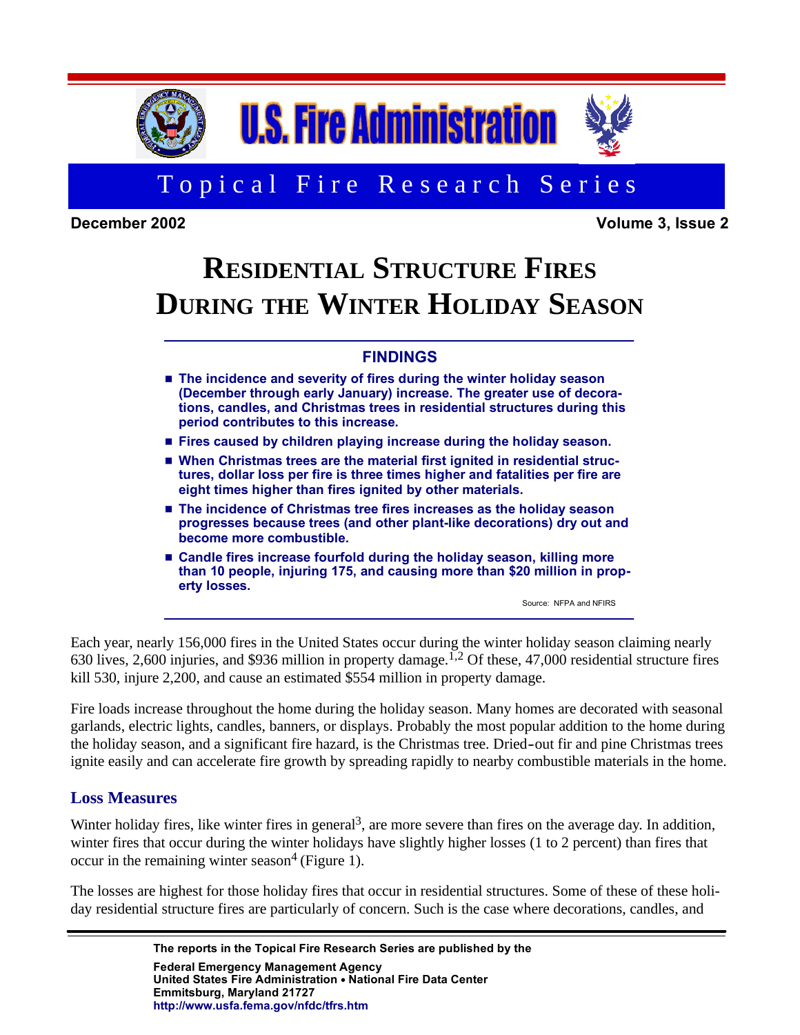U.S. Fire Administration

Topical Fire Research Series

**December 2002** **Volume 3, Issue 2**

# Residential Structure Fires During the Winter Holiday Season

### FINDINGS

- **The incidence and severity of fires during the winter holiday season (December through early January) increase. The greater use of decorations, candles, and Christmas trees in residential structures during this period contributes to this increase.**
- **Fires caused by children playing increase during the holiday season.**
- **When Christmas trees are the material first ignited in residential structures, dollar loss per fire is three times higher and fatalities per fire are eight times higher than fires ignited by other materials.**
- **The incidence of Christmas tree fires increases as the holiday season progresses because trees (and other plant-like decorations) dry out and become more combustible.**
- **Candle fires increase fourfold during the holiday season, killing more than 10 people, injuring 175, and causing more than $20 million in property losses.**

Source: NFPA and NFIRS

Each year, nearly 156,000 fires in the United States occur during the winter holiday season claiming nearly 630 lives, 2,600 injuries, and $936 million in property damage.[1,2] Of these, 47,000 residential structure fires kill 530, injure 2,200, and cause an estimated $554 million in property damage.

Fire loads increase throughout the home during the holiday season. Many homes are decorated with seasonal garlands, electric lights, candles, banners, or displays. Probably the most popular addition to the home during the holiday season, and a significant fire hazard, is the Christmas tree. Dried-out fir and pine Christmas trees ignite easily and can accelerate fire growth by spreading rapidly to nearby combustible materials in the home.

## Loss Measures

Winter holiday fires, like winter fires in general[3], are more severe than fires on the average day. In addition, winter fires that occur during the winter holidays have slightly higher losses (1 to 2 percent) than fires that occur in the remaining winter season[4] (Figure 1).

The losses are highest for those holiday fires that occur in residential structures. Some of these of these holiday residential structure fires are particularly of concern. Such is the case where decorations, candles, and

The reports in the Topical Fire Research Series are published by the

**Federal Emergency Management Agency**
**United States Fire Administration • National Fire Data Center**
**Emmitsburg, Maryland 21727**
**http://www.usfa.fema.gov/nfdc/tfrs.htm**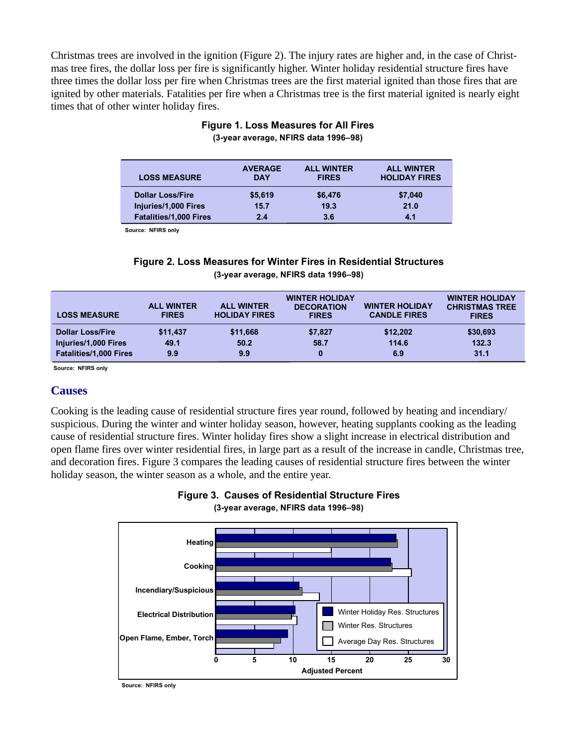Christmas trees are involved in the ignition (Figure 2). The injury rates are higher and, in the case of Christmas tree fires, the dollar loss per fire is significantly higher. Winter holiday residential structure fires have three times the dollar loss per fire when Christmas trees are the first material ignited than those fires that are ignited by other materials. Fatalities per fire when a Christmas tree is the first material ignited is nearly eight times that of other winter holiday fires.

**Figure 1. Loss Measures for All Fires**
**(3-year average, NFIRS data 1996–98)**

| LOSS MEASURE | AVERAGE DAY | ALL WINTER FIRES | ALL WINTER HOLIDAY FIRES |
|---|---|---|---|
| Dollar Loss/Fire | $5,619 | $6,476 | $7,040 |
| Injuries/1,000 Fires | 15.7 | 19.3 | 21.0 |
| Fatalities/1,000 Fires | 2.4 | 3.6 | 4.1 |

Source: NFIRS only

**Figure 2. Loss Measures for Winter Fires in Residential Structures**
**(3-year average, NFIRS data 1996–98)**

| LOSS MEASURE | ALL WINTER FIRES | ALL WINTER HOLIDAY FIRES | WINTER HOLIDAY DECORATION FIRES | WINTER HOLIDAY CANDLE FIRES | WINTER HOLIDAY CHRISTMAS TREE FIRES |
|---|---|---|---|---|---|
| Dollar Loss/Fire | $11,437 | $11,668 | $7,827 | $12,202 | $30,693 |
| Injuries/1,000 Fires | 49.1 | 50.2 | 58.7 | 114.6 | 132.3 |
| Fatalities/1,000 Fires | 9.9 | 9.9 | 0 | 6.9 | 31.1 |

Source: NFIRS only

## Causes

Cooking is the leading cause of residential structure fires year round, followed by heating and incendiary/suspicious. During the winter and winter holiday season, however, heating supplants cooking as the leading cause of residential structure fires. Winter holiday fires show a slight increase in electrical distribution and open flame fires over winter residential fires, in large part as a result of the increase in candle, Christmas tree, and decoration fires. Figure 3 compares the leading causes of residential structure fires between the winter holiday season, the winter season as a whole, and the entire year.

**Figure 3. Causes of Residential Structure Fires**
**(3-year average, NFIRS data 1996–98)**

Source: NFIRS only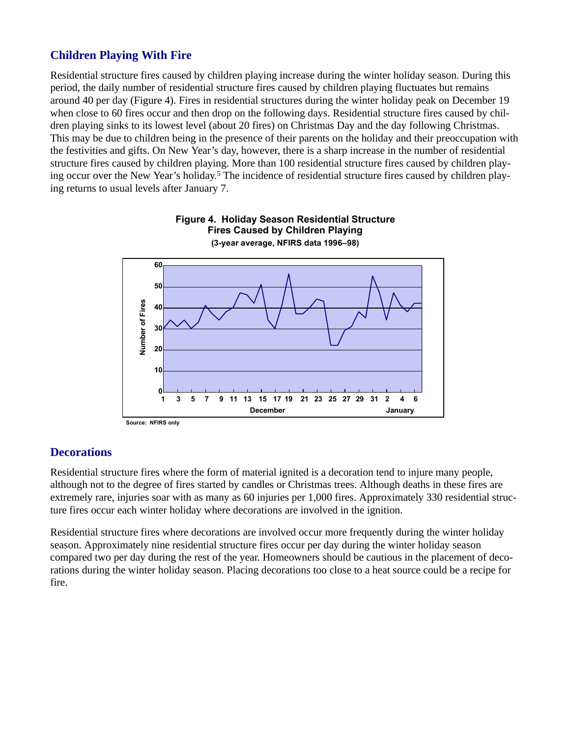## Children Playing With Fire

Residential structure fires caused by children playing increase during the winter holiday season. During this period, the daily number of residential structure fires caused by children playing fluctuates but remains around 40 per day (Figure 4). Fires in residential structures during the winter holiday peak on December 19 when close to 60 fires occur and then drop on the following days. Residential structure fires caused by children playing sinks to its lowest level (about 20 fires) on Christmas Day and the day following Christmas. This may be due to children being in the presence of their parents on the holiday and their preoccupation with the festivities and gifts. On New Year's day, however, there is a sharp increase in the number of residential structure fires caused by children playing. More than 100 residential structure fires caused by children playing occur over the New Year's holiday.[5] The incidence of residential structure fires caused by children playing returns to usual levels after January 7.

**Figure 4. Holiday Season Residential Structure Fires Caused by Children Playing**
**(3-year average, NFIRS data 1996–98)**

Source: NFIRS only

## Decorations

Residential structure fires where the form of material ignited is a decoration tend to injure many people, although not to the degree of fires started by candles or Christmas trees. Although deaths in these fires are extremely rare, injuries soar with as many as 60 injuries per 1,000 fires. Approximately 330 residential structure fires occur each winter holiday where decorations are involved in the ignition.

Residential structure fires where decorations are involved occur more frequently during the winter holiday season. Approximately nine residential structure fires occur per day during the winter holiday season compared two per day during the rest of the year. Homeowners should be cautious in the placement of decorations during the winter holiday season. Placing decorations too close to a heat source could be a recipe for fire.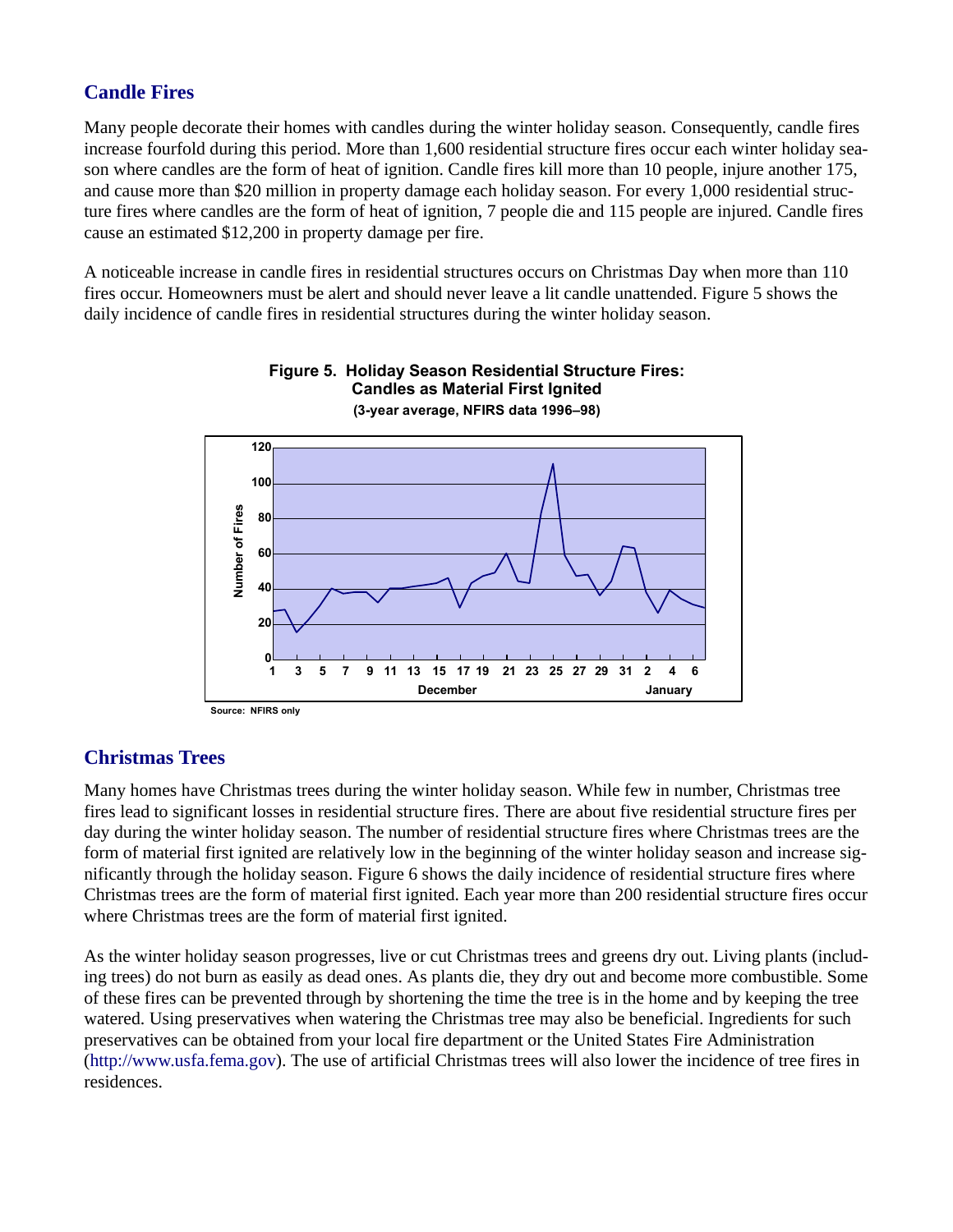## Candle Fires

Many people decorate their homes with candles during the winter holiday season. Consequently, candle fires increase fourfold during this period. More than 1,600 residential structure fires occur each winter holiday season where candles are the form of heat of ignition. Candle fires kill more than 10 people, injure another 175, and cause more than $20 million in property damage each holiday season. For every 1,000 residential structure fires where candles are the form of heat of ignition, 7 people die and 115 people are injured. Candle fires cause an estimated $12,200 in property damage per fire.

A noticeable increase in candle fires in residential structures occurs on Christmas Day when more than 110 fires occur. Homeowners must be alert and should never leave a lit candle unattended. Figure 5 shows the daily incidence of candle fires in residential structures during the winter holiday season.

**Figure 5. Holiday Season Residential Structure Fires: Candles as Material First Ignited**
**(3-year average, NFIRS data 1996–98)**

Source: NFIRS only

## Christmas Trees

Many homes have Christmas trees during the winter holiday season. While few in number, Christmas tree fires lead to significant losses in residential structure fires. There are about five residential structure fires per day during the winter holiday season. The number of residential structure fires where Christmas trees are the form of material first ignited are relatively low in the beginning of the winter holiday season and increase significantly through the holiday season. Figure 6 shows the daily incidence of residential structure fires where Christmas trees are the form of material first ignited. Each year more than 200 residential structure fires occur where Christmas trees are the form of material first ignited.

As the winter holiday season progresses, live or cut Christmas trees and greens dry out. Living plants (including trees) do not burn as easily as dead ones. As plants die, they dry out and become more combustible. Some of these fires can be prevented through by shortening the time the tree is in the home and by keeping the tree watered. Using preservatives when watering the Christmas tree may also be beneficial. Ingredients for such preservatives can be obtained from your local fire department or the United States Fire Administration (http://www.usfa.fema.gov). The use of artificial Christmas trees will also lower the incidence of tree fires in residences.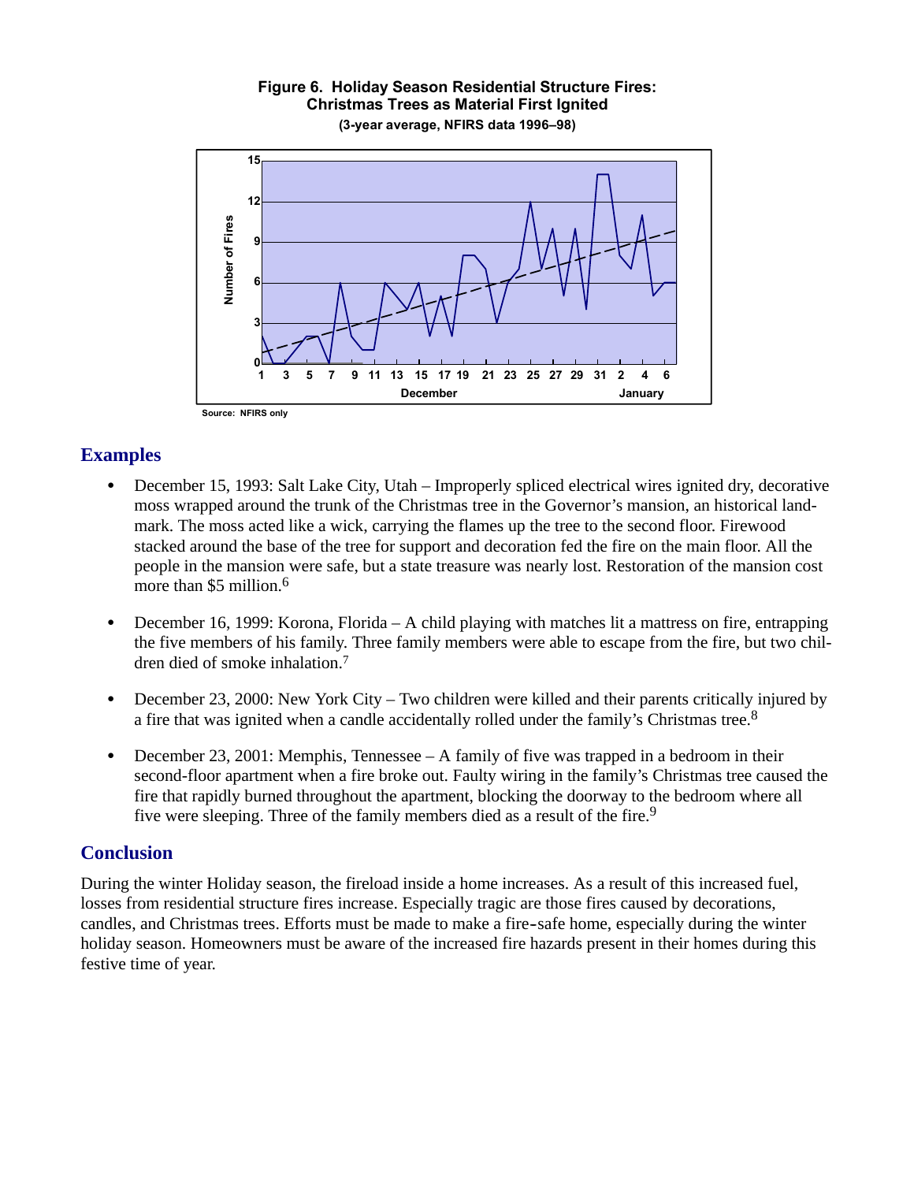**Figure 6. Holiday Season Residential Structure Fires: Christmas Trees as Material First Ignited**

**(3-year average, NFIRS data 1996–98)**

Source: NFIRS only

## Examples

- December 15, 1993: Salt Lake City, Utah – Improperly spliced electrical wires ignited dry, decorative moss wrapped around the trunk of the Christmas tree in the Governor's mansion, an historical landmark. The moss acted like a wick, carrying the flames up the tree to the second floor. Firewood stacked around the base of the tree for support and decoration fed the fire on the main floor. All the people in the mansion were safe, but a state treasure was nearly lost. Restoration of the mansion cost more than $5 million.[6]

- December 16, 1999: Korona, Florida – A child playing with matches lit a mattress on fire, entrapping the five members of his family. Three family members were able to escape from the fire, but two children died of smoke inhalation.[7]

- December 23, 2000: New York City – Two children were killed and their parents critically injured by a fire that was ignited when a candle accidentally rolled under the family's Christmas tree.[8]

- December 23, 2001: Memphis, Tennessee – A family of five was trapped in a bedroom in their second-floor apartment when a fire broke out. Faulty wiring in the family's Christmas tree caused the fire that rapidly burned throughout the apartment, blocking the doorway to the bedroom where all five were sleeping. Three of the family members died as a result of the fire.[9]

## Conclusion

During the winter Holiday season, the fireload inside a home increases. As a result of this increased fuel, losses from residential structure fires increase. Especially tragic are those fires caused by decorations, candles, and Christmas trees. Efforts must be made to make a fire-safe home, especially during the winter holiday season. Homeowners must be aware of the increased fire hazards present in their homes during this festive time of year.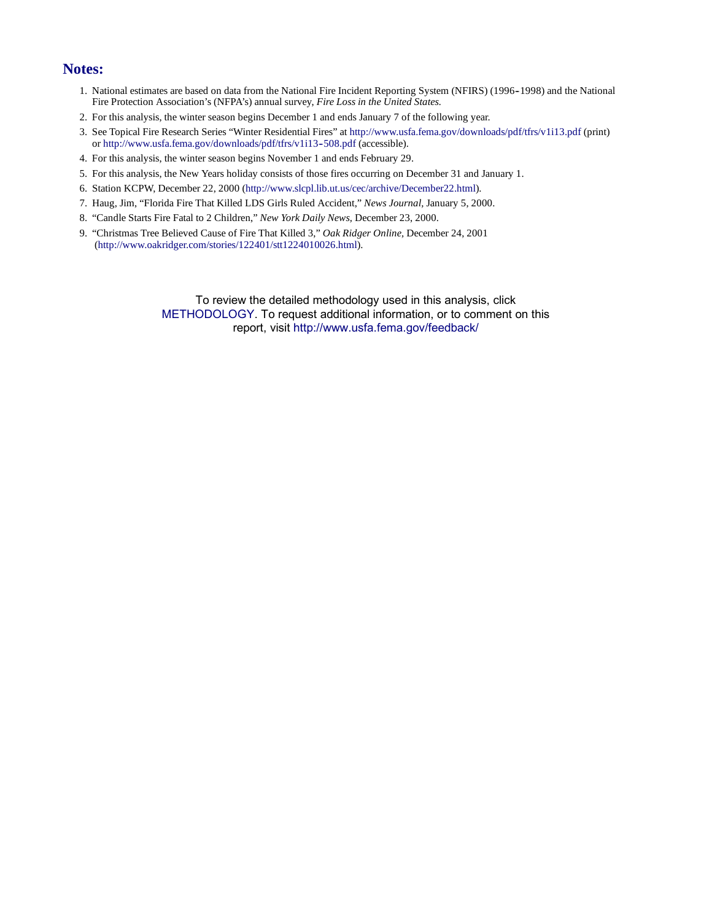## Notes:

1. National estimates are based on data from the National Fire Incident Reporting System (NFIRS) (1996-1998) and the National Fire Protection Association's (NFPA's) annual survey, *Fire Loss in the United States.*
2. For this analysis, the winter season begins December 1 and ends January 7 of the following year.
3. See Topical Fire Research Series "Winter Residential Fires" at http://www.usfa.fema.gov/downloads/pdf/tfrs/v1i13.pdf (print) or http://www.usfa.fema.gov/downloads/pdf/tfrs/v1i13-508.pdf (accessible).
4. For this analysis, the winter season begins November 1 and ends February 29.
5. For this analysis, the New Years holiday consists of those fires occurring on December 31 and January 1.
6. Station KCPW, December 22, 2000 (http://www.slcpl.lib.ut.us/cec/archive/December22.html).
7. Haug, Jim, "Florida Fire That Killed LDS Girls Ruled Accident," *News Journal*, January 5, 2000.
8. "Candle Starts Fire Fatal to 2 Children," *New York Daily News*, December 23, 2000.
9. "Christmas Tree Believed Cause of Fire That Killed 3," *Oak Ridger Online*, December 24, 2001 (http://www.oakridger.com/stories/122401/stt1224010026.html).

To review the detailed methodology used in this analysis, click METHODOLOGY. To request additional information, or to comment on this report, visit http://www.usfa.fema.gov/feedback/